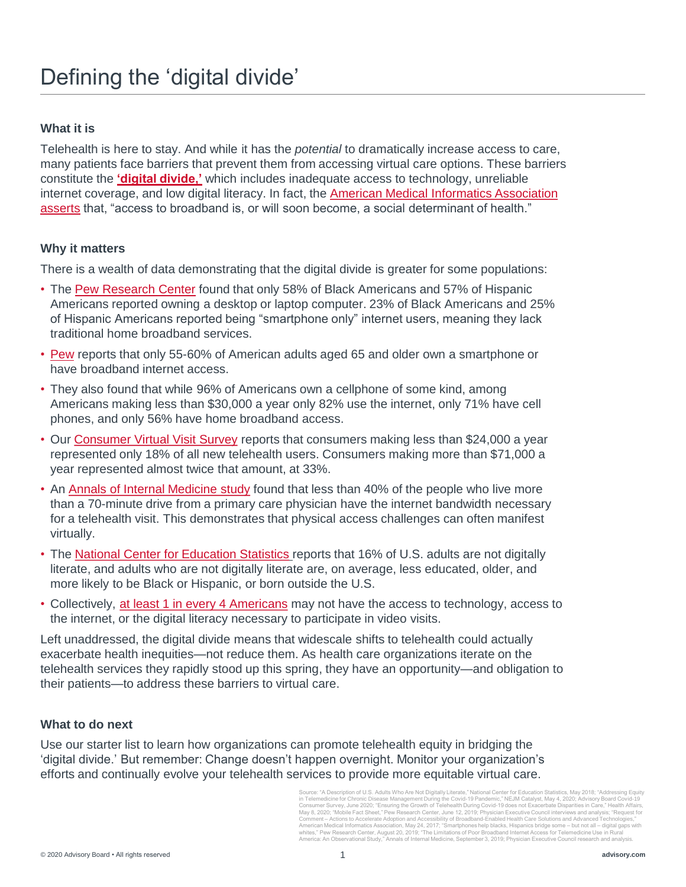# Defining the 'digital divide'

### What it is

Telehealth is here to stay. And while it has the *potential* to dramatically increase access to care, many patients face barriers that prevent them from accessing virtual care options. These barriers constitute the **'digital divide,'** which includes inadequate access to technology, unreliable internet coverage, and low digital literacy. In fact, the American Medical Informatics Association asserts that, "access to broadband is, or will soon become, a social determinant of health."

### Why it matters

There is a wealth of data demonstrating that the digital divide is greater for some populations:

- The Pew Research Center found that only 58% of Black Americans and 57% of Hispanic Americans reported owning a desktop or laptop computer. 23% of Black Americans and 25% of Hispanic Americans reported being "smartphone only" internet users, meaning they lack traditional home broadband services.
- Pew reports that only 55-60% of American adults aged 65 and older own a smartphone or have broadband internet access.
- They also found that while 96% of Americans own a cellphone of some kind, among Americans making less than $30,000 a year only 82% use the internet, only 71% have cell phones, and only 56% have home broadband access.
- Our Consumer Virtual Visit Survey reports that consumers making less than $24,000 a year represented only 18% of all new telehealth users. Consumers making more than $71,000 a year represented almost twice that amount, at 33%.
- An Annals of Internal Medicine study found that less than 40% of the people who live more than a 70-minute drive from a primary care physician have the internet bandwidth necessary for a telehealth visit. This demonstrates that physical access challenges can often manifest virtually.
- The National Center for Education Statistics reports that 16% of U.S. adults are not digitally literate, and adults who are not digitally literate are, on average, less educated, older, and more likely to be Black or Hispanic, or born outside the U.S.
- Collectively, at least 1 in every 4 Americans may not have the access to technology, access to the internet, or the digital literacy necessary to participate in video visits.

Left unaddressed, the digital divide means that widescale shifts to telehealth could actually exacerbate health inequities—not reduce them. As health care organizations iterate on the telehealth services they rapidly stood up this spring, they have an opportunity—and obligation to their patients—to address these barriers to virtual care.

### What to do next

Use our starter list to learn how organizations can promote telehealth equity in bridging the 'digital divide.' But remember: Change doesn't happen overnight. Monitor your organization's efforts and continually evolve your telehealth services to provide more equitable virtual care.

Source: "A Description of U.S. Adults Who Are Not Digitally Literate," National Center for Education Statistics, May 2018; "Addressing Equity in Telemedicine for Chronic Disease Management During the Covid-19 Pandemic," NEJM Catalyst, May 4, 2020; Advisory Board Covid-19 Consumer Survey, June 2020; "Ensuring the Growth of Telehealth During Covid-19 does not Exacerbate Disparities in Care," Health Affairs, May 8, 2020; "Mobile Fact Sheet," Pew Research Center, June 12, 2019; Physician Executive Council interviews and analysis; "Request for Comment – Actions to Accelerate Adoption and Accessibility of Broadband-Enabled Health Care Solutions and Advanced Technologies," American Medical Informatics Association, May 24, 2017; "Smartphones help blacks, Hispanics bridge some – but not all – digital gaps with whites," Pew Research Center, August 20, 2019; "The Limitations of Poor Broadband Internet Access for Telemedicine Use in Rural America: An Observational Study," Annals of Internal Medicine, September 3, 2019; Physician Executive Council research and analysis.

© 2020 Advisory Board • All rights reserved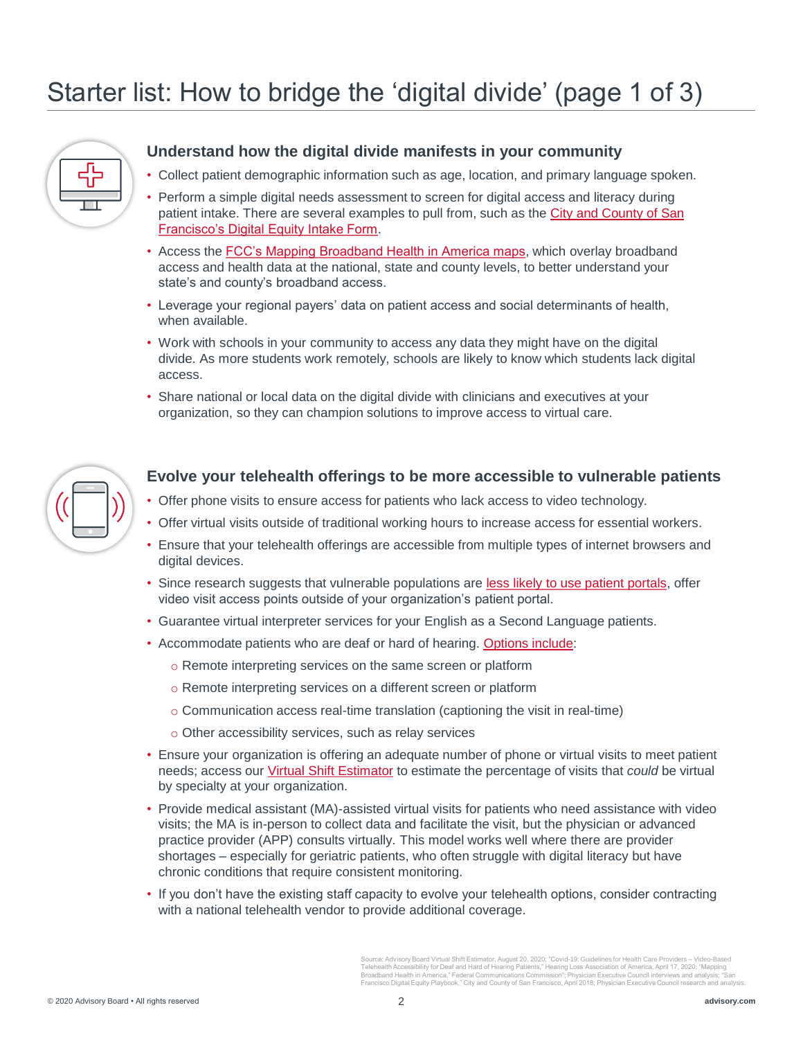# Starter list: How to bridge the 'digital divide' (page 1 of 3)

## Understand how the digital divide manifests in your community

- Collect patient demographic information such as age, location, and primary language spoken.
- Perform a simple digital needs assessment to screen for digital access and literacy during patient intake. There are several examples to pull from, such as the City and County of San Francisco's Digital Equity Intake Form.
- Access the FCC's Mapping Broadband Health in America maps, which overlay broadband access and health data at the national, state and county levels, to better understand your state's and county's broadband access.
- Leverage your regional payers' data on patient access and social determinants of health, when available.
- Work with schools in your community to access any data they might have on the digital divide. As more students work remotely, schools are likely to know which students lack digital access.
- Share national or local data on the digital divide with clinicians and executives at your organization, so they can champion solutions to improve access to virtual care.

## Evolve your telehealth offerings to be more accessible to vulnerable patients

- Offer phone visits to ensure access for patients who lack access to video technology.
- Offer virtual visits outside of traditional working hours to increase access for essential workers.
- Ensure that your telehealth offerings are accessible from multiple types of internet browsers and digital devices.
- Since research suggests that vulnerable populations are less likely to use patient portals, offer video visit access points outside of your organization's patient portal.
- Guarantee virtual interpreter services for your English as a Second Language patients.
- Accommodate patients who are deaf or hard of hearing. Options include:
  - Remote interpreting services on the same screen or platform
  - Remote interpreting services on a different screen or platform
  - Communication access real-time translation (captioning the visit in real-time)
  - Other accessibility services, such as relay services
- Ensure your organization is offering an adequate number of phone or virtual visits to meet patient needs; access our Virtual Shift Estimator to estimate the percentage of visits that *could* be virtual by specialty at your organization.
- Provide medical assistant (MA)-assisted virtual visits for patients who need assistance with video visits; the MA is in-person to collect data and facilitate the visit, but the physician or advanced practice provider (APP) consults virtually. This model works well where there are provider shortages – especially for geriatric patients, who often struggle with digital literacy but have chronic conditions that require consistent monitoring.
- If you don't have the existing staff capacity to evolve your telehealth options, consider contracting with a national telehealth vendor to provide additional coverage.

Source: Advisory Board Virtual Shift Estimator, August 20, 2020; "Covid-19: Guidelines for Health Care Providers – Video-Based Telehealth Accessibility for Deaf and Hard of Hearing Patients," Hearing Loss Association of America, April 17, 2020; "Mapping Broadband Health in America," Federal Communications Commission"; Physician Executive Council interviews and analysis; "San Francisco Digital Equity Playbook," City and County of San Francisco, April 2018; Physician Executive Council research and analysis.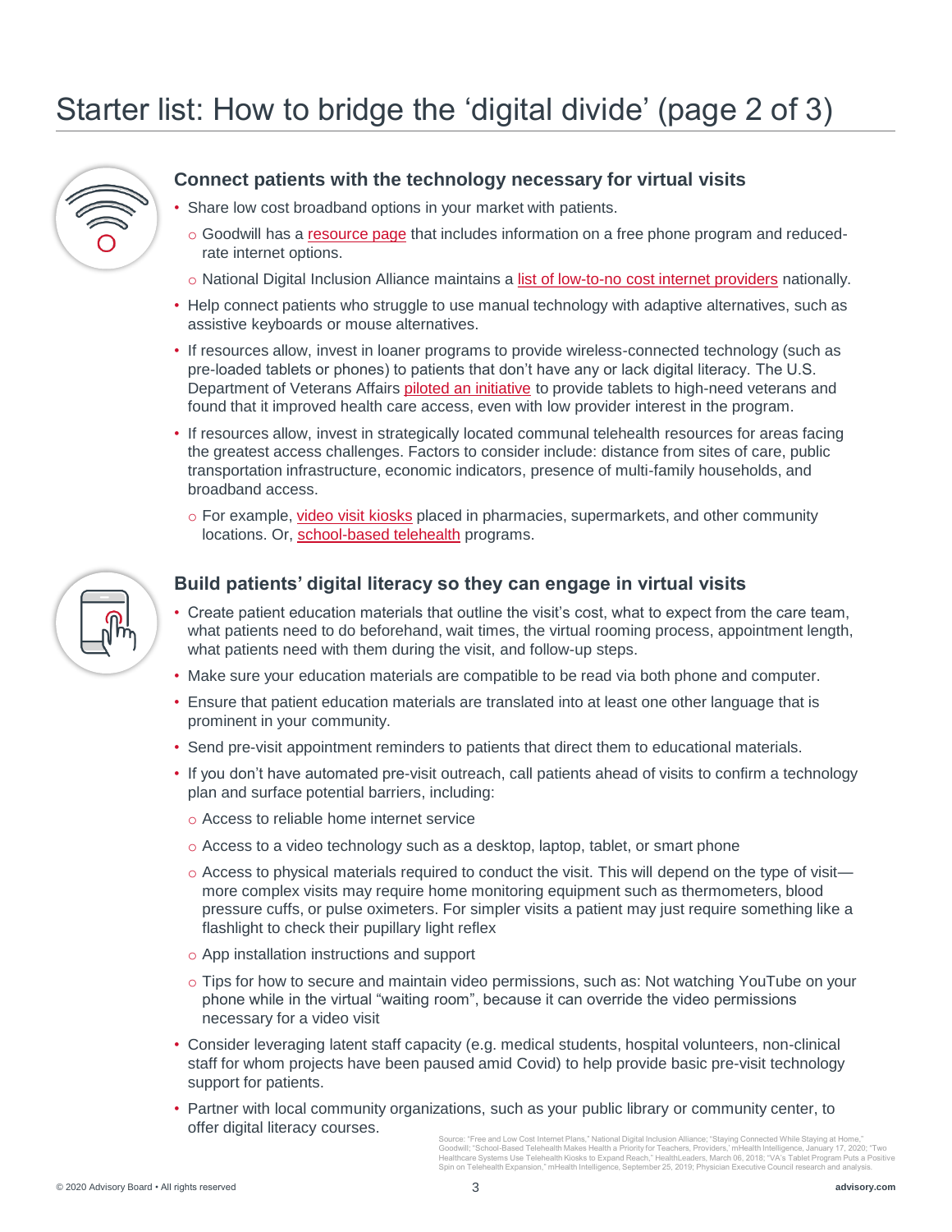# Starter list: How to bridge the 'digital divide' (page 2 of 3)

## Connect patients with the technology necessary for virtual visits

- Share low cost broadband options in your market with patients.
  - Goodwill has a resource page that includes information on a free phone program and reduced-rate internet options.
  - National Digital Inclusion Alliance maintains a list of low-to-no cost internet providers nationally.
- Help connect patients who struggle to use manual technology with adaptive alternatives, such as assistive keyboards or mouse alternatives.
- If resources allow, invest in loaner programs to provide wireless-connected technology (such as pre-loaded tablets or phones) to patients that don't have any or lack digital literacy. The U.S. Department of Veterans Affairs piloted an initiative to provide tablets to high-need veterans and found that it improved health care access, even with low provider interest in the program.
- If resources allow, invest in strategically located communal telehealth resources for areas facing the greatest access challenges. Factors to consider include: distance from sites of care, public transportation infrastructure, economic indicators, presence of multi-family households, and broadband access.
  - For example, video visit kiosks placed in pharmacies, supermarkets, and other community locations. Or, school-based telehealth programs.

## Build patients' digital literacy so they can engage in virtual visits

- Create patient education materials that outline the visit's cost, what to expect from the care team, what patients need to do beforehand, wait times, the virtual rooming process, appointment length, what patients need with them during the visit, and follow-up steps.
- Make sure your education materials are compatible to be read via both phone and computer.
- Ensure that patient education materials are translated into at least one other language that is prominent in your community.
- Send pre-visit appointment reminders to patients that direct them to educational materials.
- If you don't have automated pre-visit outreach, call patients ahead of visits to confirm a technology plan and surface potential barriers, including:
  - Access to reliable home internet service
  - Access to a video technology such as a desktop, laptop, tablet, or smart phone
  - Access to physical materials required to conduct the visit. This will depend on the type of visit—more complex visits may require home monitoring equipment such as thermometers, blood pressure cuffs, or pulse oximeters. For simpler visits a patient may just require something like a flashlight to check their pupillary light reflex
  - App installation instructions and support
  - Tips for how to secure and maintain video permissions, such as: Not watching YouTube on your phone while in the virtual "waiting room", because it can override the video permissions necessary for a video visit
- Consider leveraging latent staff capacity (e.g. medical students, hospital volunteers, non-clinical staff for whom projects have been paused amid Covid) to help provide basic pre-visit technology support for patients.
- Partner with local community organizations, such as your public library or community center, to offer digital literacy courses.

Source: "Free and Low Cost Internet Plans," National Digital Inclusion Alliance; "Staying Connected While Staying at Home," Goodwill; "School-Based Telehealth Makes Health a Priority for Teachers, Providers," mHealth Intelligence, January 17, 2020; "Two Healthcare Systems Use Telehealth Kiosks to Expand Reach," HealthLeaders, March 06, 2018; "VA's Tablet Program Puts a Positive Spin on Telehealth Expansion," mHealth Intelligence, September 25, 2019; Physician Executive Council research and analysis.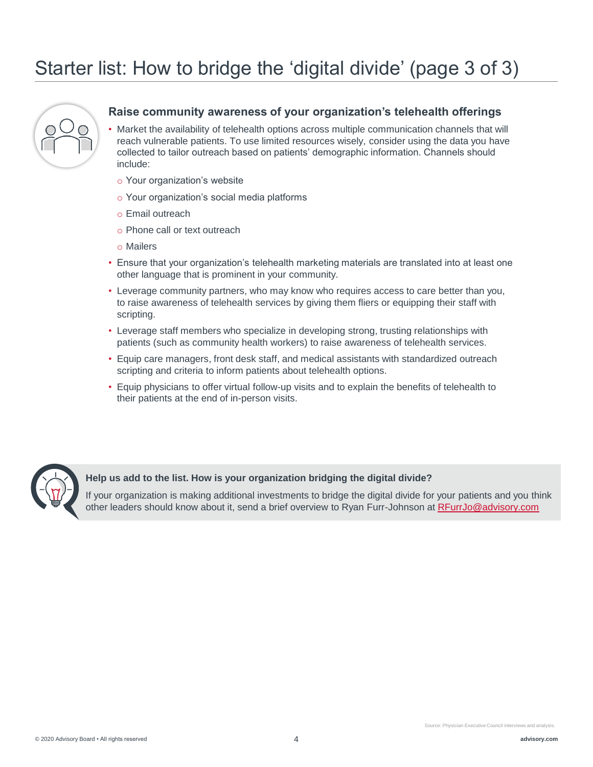# Starter list: How to bridge the 'digital divide' (page 3 of 3)

## Raise community awareness of your organization's telehealth offerings

- Market the availability of telehealth options across multiple communication channels that will reach vulnerable patients. To use limited resources wisely, consider using the data you have collected to tailor outreach based on patients' demographic information. Channels should include:
  - Your organization's website
  - Your organization's social media platforms
  - Email outreach
  - Phone call or text outreach
  - Mailers
- Ensure that your organization's telehealth marketing materials are translated into at least one other language that is prominent in your community.
- Leverage community partners, who may know who requires access to care better than you, to raise awareness of telehealth services by giving them fliers or equipping their staff with scripting.
- Leverage staff members who specialize in developing strong, trusting relationships with patients (such as community health workers) to raise awareness of telehealth services.
- Equip care managers, front desk staff, and medical assistants with standardized outreach scripting and criteria to inform patients about telehealth options.
- Equip physicians to offer virtual follow-up visits and to explain the benefits of telehealth to their patients at the end of in-person visits.

**Help us add to the list. How is your organization bridging the digital divide?**

If your organization is making additional investments to bridge the digital divide for your patients and you think other leaders should know about it, send a brief overview to Ryan Furr-Johnson at RFurrJo@advisory.com

Source: Physician Executive Council interviews and analysis.